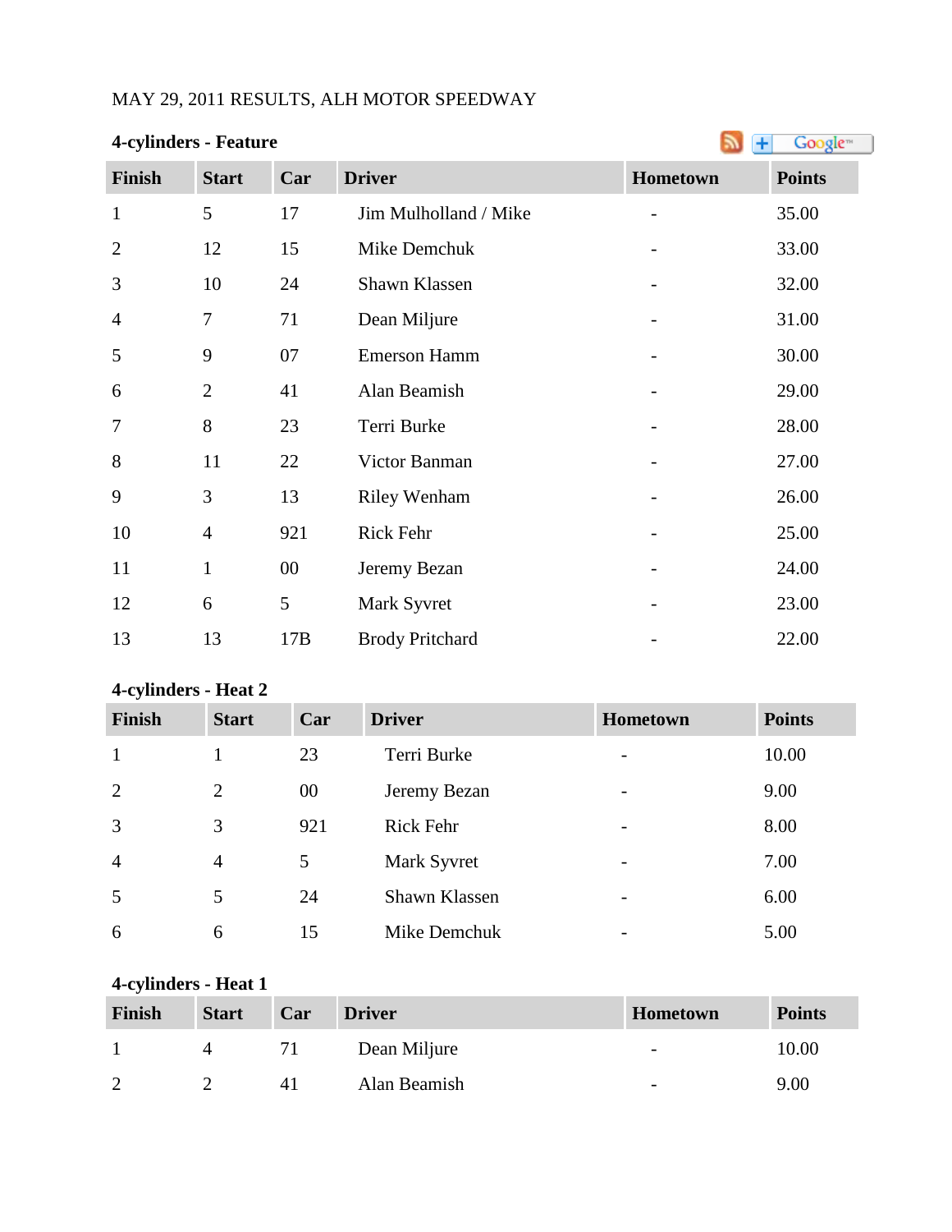MAY 29, 2011 RESULTS, ALH MOTOR SPEEDWAY

**4-cylinders - Feature**

| Finish | Start | Car | Driver | Hometown | Points |
|---|---|---|---|---|---|
| 1 | 5 | 17 | Jim Mulholland / Mike | - | 35.00 |
| 2 | 12 | 15 | Mike Demchuk | - | 33.00 |
| 3 | 10 | 24 | Shawn Klassen | - | 32.00 |
| 4 | 7 | 71 | Dean Miljure | - | 31.00 |
| 5 | 9 | 07 | Emerson Hamm | - | 30.00 |
| 6 | 2 | 41 | Alan Beamish | - | 29.00 |
| 7 | 8 | 23 | Terri Burke | - | 28.00 |
| 8 | 11 | 22 | Victor Banman | - | 27.00 |
| 9 | 3 | 13 | Riley Wenham | - | 26.00 |
| 10 | 4 | 921 | Rick Fehr | - | 25.00 |
| 11 | 1 | 00 | Jeremy Bezan | - | 24.00 |
| 12 | 6 | 5 | Mark Syvret | - | 23.00 |
| 13 | 13 | 17B | Brody Pritchard | - | 22.00 |

**4-cylinders - Heat 2**

| Finish | Start | Car | Driver | Hometown | Points |
|---|---|---|---|---|---|
| 1 | 1 | 23 | Terri Burke | - | 10.00 |
| 2 | 2 | 00 | Jeremy Bezan | - | 9.00 |
| 3 | 3 | 921 | Rick Fehr | - | 8.00 |
| 4 | 4 | 5 | Mark Syvret | - | 7.00 |
| 5 | 5 | 24 | Shawn Klassen | - | 6.00 |
| 6 | 6 | 15 | Mike Demchuk | - | 5.00 |

**4-cylinders - Heat 1**

| Finish | Start | Car | Driver | Hometown | Points |
|---|---|---|---|---|---|
| 1 | 4 | 71 | Dean Miljure | - | 10.00 |
| 2 | 2 | 41 | Alan Beamish | - | 9.00 |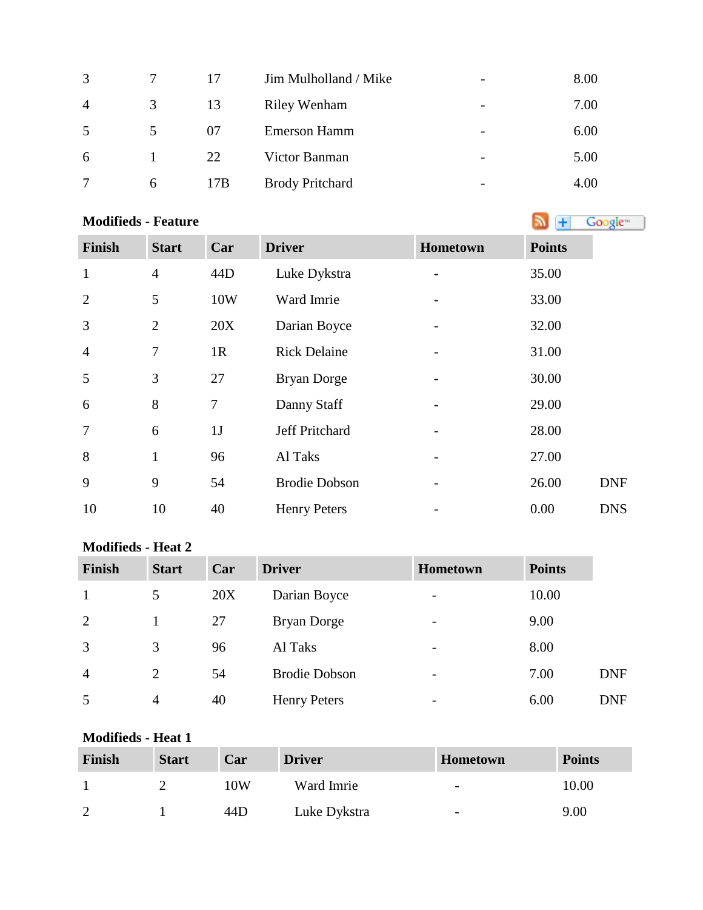| | | | | | |
|---|---|---|---|---|---|
| 3 | 7 | 17 | Jim Mulholland / Mike | - | 8.00 |
| 4 | 3 | 13 | Riley Wenham | - | 7.00 |
| 5 | 5 | 07 | Emerson Hamm | - | 6.00 |
| 6 | 1 | 22 | Victor Banman | - | 5.00 |
| 7 | 6 | 17B | Brody Pritchard | - | 4.00 |

**Modifieds - Feature**

| Finish | Start | Car | Driver | Hometown | Points | |
|---|---|---|---|---|---|---|
| 1 | 4 | 44D | Luke Dykstra | - | 35.00 | |
| 2 | 5 | 10W | Ward Imrie | - | 33.00 | |
| 3 | 2 | 20X | Darian Boyce | - | 32.00 | |
| 4 | 7 | 1R | Rick Delaine | - | 31.00 | |
| 5 | 3 | 27 | Bryan Dorge | - | 30.00 | |
| 6 | 8 | 7 | Danny Staff | - | 29.00 | |
| 7 | 6 | 1J | Jeff Pritchard | - | 28.00 | |
| 8 | 1 | 96 | Al Taks | - | 27.00 | |
| 9 | 9 | 54 | Brodie Dobson | - | 26.00 | DNF |
| 10 | 10 | 40 | Henry Peters | - | 0.00 | DNS |

**Modifieds - Heat 2**

| Finish | Start | Car | Driver | Hometown | Points | |
|---|---|---|---|---|---|---|
| 1 | 5 | 20X | Darian Boyce | - | 10.00 | |
| 2 | 1 | 27 | Bryan Dorge | - | 9.00 | |
| 3 | 3 | 96 | Al Taks | - | 8.00 | |
| 4 | 2 | 54 | Brodie Dobson | - | 7.00 | DNF |
| 5 | 4 | 40 | Henry Peters | - | 6.00 | DNF |

**Modifieds - Heat 1**

| Finish | Start | Car | Driver | Hometown | Points |
|---|---|---|---|---|---|
| 1 | 2 | 10W | Ward Imrie | - | 10.00 |
| 2 | 1 | 44D | Luke Dykstra | - | 9.00 |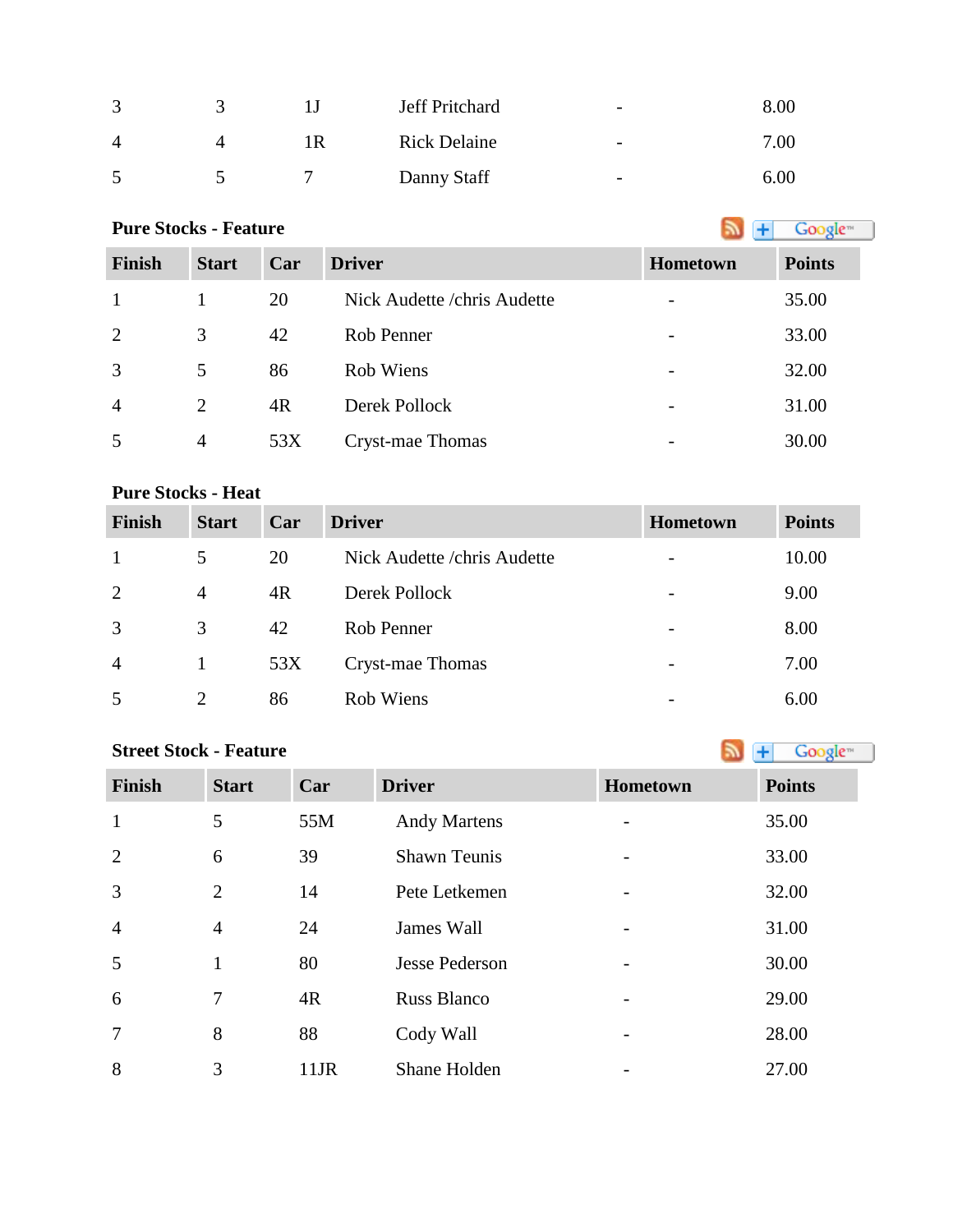| | | | | | |
|---|---|---|---|---|---|
| 3 | 3 | 1J | Jeff Pritchard | - | 8.00 |
| 4 | 4 | 1R | Rick Delaine | - | 7.00 |
| 5 | 5 | 7 | Danny Staff | - | 6.00 |

**Pure Stocks - Feature**

| Finish | Start | Car | Driver | Hometown | Points |
|---|---|---|---|---|---|
| 1 | 1 | 20 | Nick Audette /chris Audette | - | 35.00 |
| 2 | 3 | 42 | Rob Penner | - | 33.00 |
| 3 | 5 | 86 | Rob Wiens | - | 32.00 |
| 4 | 2 | 4R | Derek Pollock | - | 31.00 |
| 5 | 4 | 53X | Cryst-mae Thomas | - | 30.00 |

**Pure Stocks - Heat**

| Finish | Start | Car | Driver | Hometown | Points |
|---|---|---|---|---|---|
| 1 | 5 | 20 | Nick Audette /chris Audette | - | 10.00 |
| 2 | 4 | 4R | Derek Pollock | - | 9.00 |
| 3 | 3 | 42 | Rob Penner | - | 8.00 |
| 4 | 1 | 53X | Cryst-mae Thomas | - | 7.00 |
| 5 | 2 | 86 | Rob Wiens | - | 6.00 |

**Street Stock - Feature**

| Finish | Start | Car | Driver | Hometown | Points |
|---|---|---|---|---|---|
| 1 | 5 | 55M | Andy Martens | - | 35.00 |
| 2 | 6 | 39 | Shawn Teunis | - | 33.00 |
| 3 | 2 | 14 | Pete Letkemen | - | 32.00 |
| 4 | 4 | 24 | James Wall | - | 31.00 |
| 5 | 1 | 80 | Jesse Pederson | - | 30.00 |
| 6 | 7 | 4R | Russ Blanco | - | 29.00 |
| 7 | 8 | 88 | Cody Wall | - | 28.00 |
| 8 | 3 | 11JR | Shane Holden | - | 27.00 |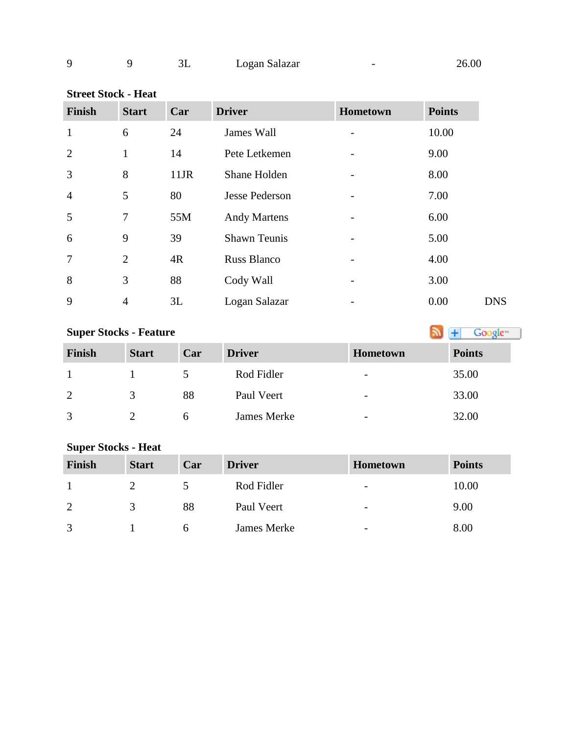| | | | | | |
|---|---|---|---|---|---|
| 9 | 9 | 3L | Logan Salazar | - | 26.00 |

**Street Stock - Heat**

| Finish | Start | Car | Driver | Hometown | Points | |
|---|---|---|---|---|---|---|
| 1 | 6 | 24 | James Wall | - | 10.00 | |
| 2 | 1 | 14 | Pete Letkemen | - | 9.00 | |
| 3 | 8 | 11JR | Shane Holden | - | 8.00 | |
| 4 | 5 | 80 | Jesse Pederson | - | 7.00 | |
| 5 | 7 | 55M | Andy Martens | - | 6.00 | |
| 6 | 9 | 39 | Shawn Teunis | - | 5.00 | |
| 7 | 2 | 4R | Russ Blanco | - | 4.00 | |
| 8 | 3 | 88 | Cody Wall | - | 3.00 | |
| 9 | 4 | 3L | Logan Salazar | - | 0.00 | DNS |

**Super Stocks - Feature**

| Finish | Start | Car | Driver | Hometown | Points |
|---|---|---|---|---|---|
| 1 | 1 | 5 | Rod Fidler | - | 35.00 |
| 2 | 3 | 88 | Paul Veert | - | 33.00 |
| 3 | 2 | 6 | James Merke | - | 32.00 |

**Super Stocks - Heat**

| Finish | Start | Car | Driver | Hometown | Points |
|---|---|---|---|---|---|
| 1 | 2 | 5 | Rod Fidler | - | 10.00 |
| 2 | 3 | 88 | Paul Veert | - | 9.00 |
| 3 | 1 | 6 | James Merke | - | 8.00 |